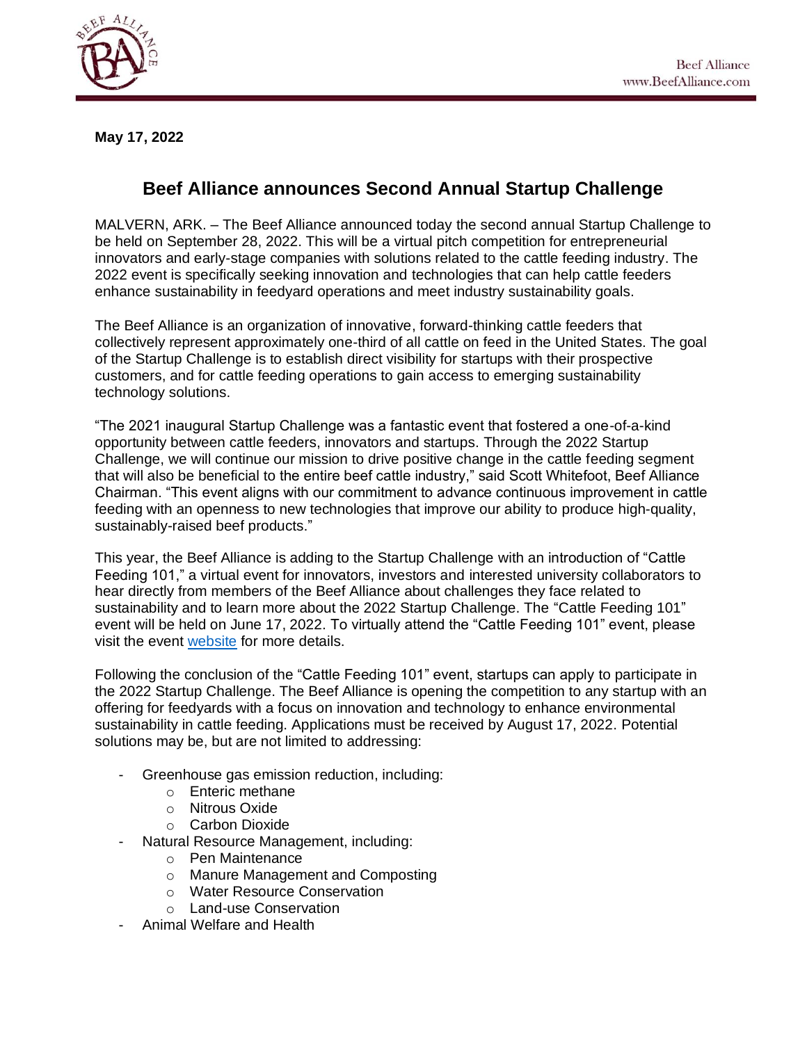**May 17, 2022**

# Beef Alliance announces Second Annual Startup Challenge

MALVERN, ARK. – The Beef Alliance announced today the second annual Startup Challenge to be held on September 28, 2022. This will be a virtual pitch competition for entrepreneurial innovators and early-stage companies with solutions related to the cattle feeding industry. The 2022 event is specifically seeking innovation and technologies that can help cattle feeders enhance sustainability in feedyard operations and meet industry sustainability goals.

The Beef Alliance is an organization of innovative, forward-thinking cattle feeders that collectively represent approximately one-third of all cattle on feed in the United States. The goal of the Startup Challenge is to establish direct visibility for startups with their prospective customers, and for cattle feeding operations to gain access to emerging sustainability technology solutions.

"The 2021 inaugural Startup Challenge was a fantastic event that fostered a one-of-a-kind opportunity between cattle feeders, innovators and startups. Through the 2022 Startup Challenge, we will continue our mission to drive positive change in the cattle feeding segment that will also be beneficial to the entire beef cattle industry," said Scott Whitefoot, Beef Alliance Chairman. "This event aligns with our commitment to advance continuous improvement in cattle feeding with an openness to new technologies that improve our ability to produce high-quality, sustainably-raised beef products."

This year, the Beef Alliance is adding to the Startup Challenge with an introduction of "Cattle Feeding 101," a virtual event for innovators, investors and interested university collaborators to hear directly from members of the Beef Alliance about challenges they face related to sustainability and to learn more about the 2022 Startup Challenge. The "Cattle Feeding 101" event will be held on June 17, 2022. To virtually attend the "Cattle Feeding 101" event, please visit the event website for more details.

Following the conclusion of the "Cattle Feeding 101" event, startups can apply to participate in the 2022 Startup Challenge. The Beef Alliance is opening the competition to any startup with an offering for feedyards with a focus on innovation and technology to enhance environmental sustainability in cattle feeding. Applications must be received by August 17, 2022. Potential solutions may be, but are not limited to addressing:

- Greenhouse gas emission reduction, including:
  - Enteric methane
  - Nitrous Oxide
  - Carbon Dioxide
- Natural Resource Management, including:
  - Pen Maintenance
  - Manure Management and Composting
  - Water Resource Conservation
  - Land-use Conservation
- Animal Welfare and Health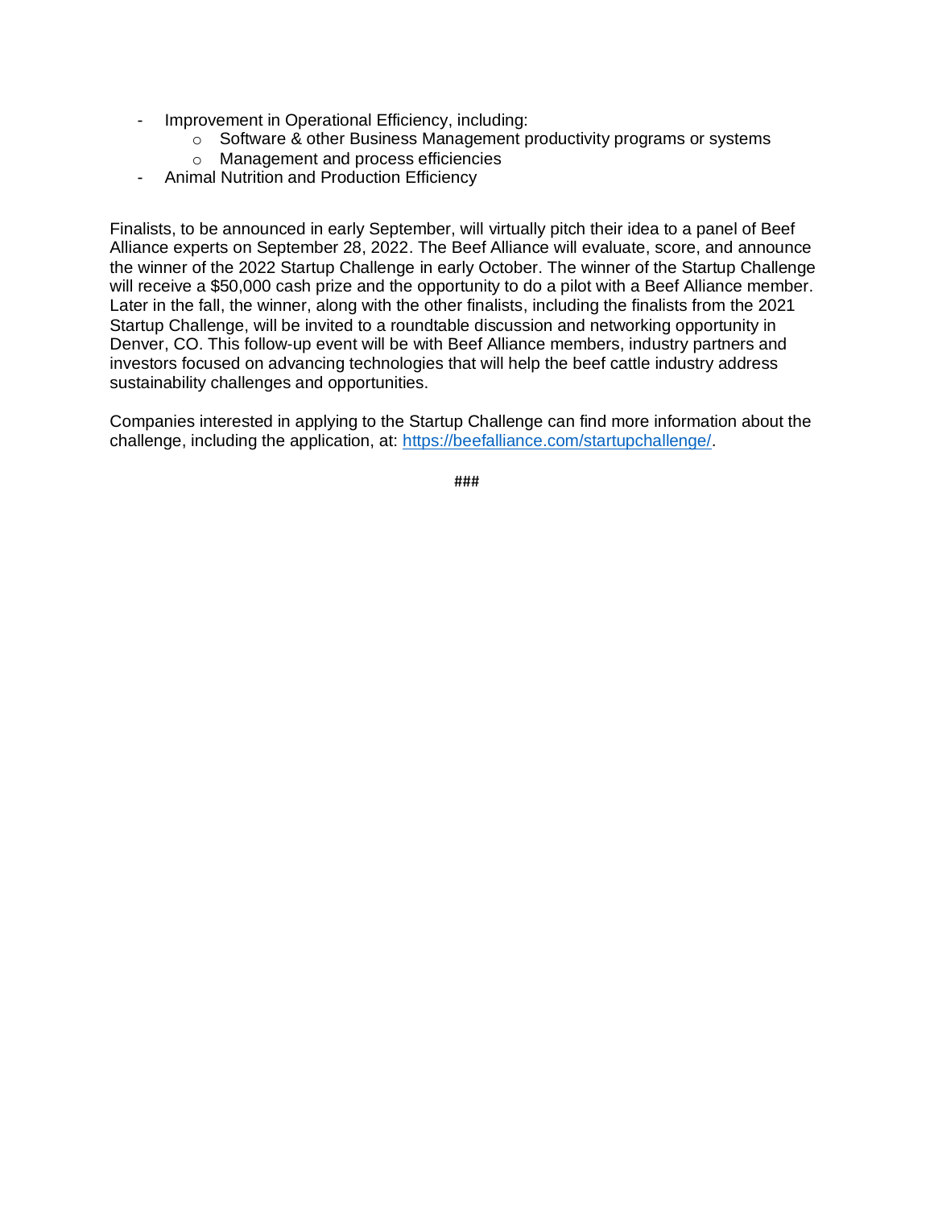- Improvement in Operational Efficiency, including:
    - Software & other Business Management productivity programs or systems
    - Management and process efficiencies
- Animal Nutrition and Production Efficiency

Finalists, to be announced in early September, will virtually pitch their idea to a panel of Beef Alliance experts on September 28, 2022. The Beef Alliance will evaluate, score, and announce the winner of the 2022 Startup Challenge in early October. The winner of the Startup Challenge will receive a $50,000 cash prize and the opportunity to do a pilot with a Beef Alliance member. Later in the fall, the winner, along with the other finalists, including the finalists from the 2021 Startup Challenge, will be invited to a roundtable discussion and networking opportunity in Denver, CO. This follow-up event will be with Beef Alliance members, industry partners and investors focused on advancing technologies that will help the beef cattle industry address sustainability challenges and opportunities.

Companies interested in applying to the Startup Challenge can find more information about the challenge, including the application, at: [https://beefalliance.com/startupchallenge/](https://beefalliance.com/startupchallenge/).

###